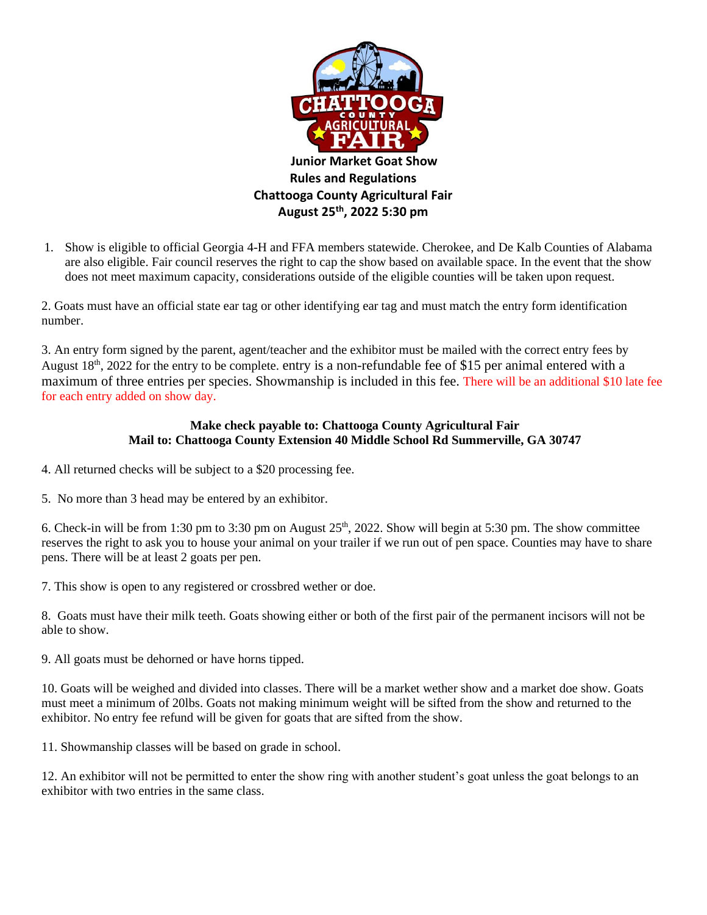# Junior Market Goat Show
## Rules and Regulations
## Chattooga County Agricultural Fair
## August 25th, 2022 5:30 pm

1. Show is eligible to official Georgia 4-H and FFA members statewide. Cherokee, and De Kalb Counties of Alabama are also eligible. Fair council reserves the right to cap the show based on available space. In the event that the show does not meet maximum capacity, considerations outside of the eligible counties will be taken upon request.

2. Goats must have an official state ear tag or other identifying ear tag and must match the entry form identification number.

3. An entry form signed by the parent, agent/teacher and the exhibitor must be mailed with the correct entry fees by August 18th, 2022 for the entry to be complete. entry is a non-refundable fee of $15 per animal entered with a maximum of three entries per species. Showmanship is included in this fee. There will be an additional $10 late fee for each entry added on show day.

**Make check payable to: Chattooga County Agricultural Fair**
**Mail to: Chattooga County Extension 40 Middle School Rd Summerville, GA 30747**

4. All returned checks will be subject to a $20 processing fee.

5. No more than 3 head may be entered by an exhibitor.

6. Check-in will be from 1:30 pm to 3:30 pm on August 25th, 2022. Show will begin at 5:30 pm. The show committee reserves the right to ask you to house your animal on your trailer if we run out of pen space. Counties may have to share pens. There will be at least 2 goats per pen.

7. This show is open to any registered or crossbred wether or doe.

8. Goats must have their milk teeth. Goats showing either or both of the first pair of the permanent incisors will not be able to show.

9. All goats must be dehorned or have horns tipped.

10. Goats will be weighed and divided into classes. There will be a market wether show and a market doe show. Goats must meet a minimum of 20lbs. Goats not making minimum weight will be sifted from the show and returned to the exhibitor. No entry fee refund will be given for goats that are sifted from the show.

11. Showmanship classes will be based on grade in school.

12. An exhibitor will not be permitted to enter the show ring with another student's goat unless the goat belongs to an exhibitor with two entries in the same class.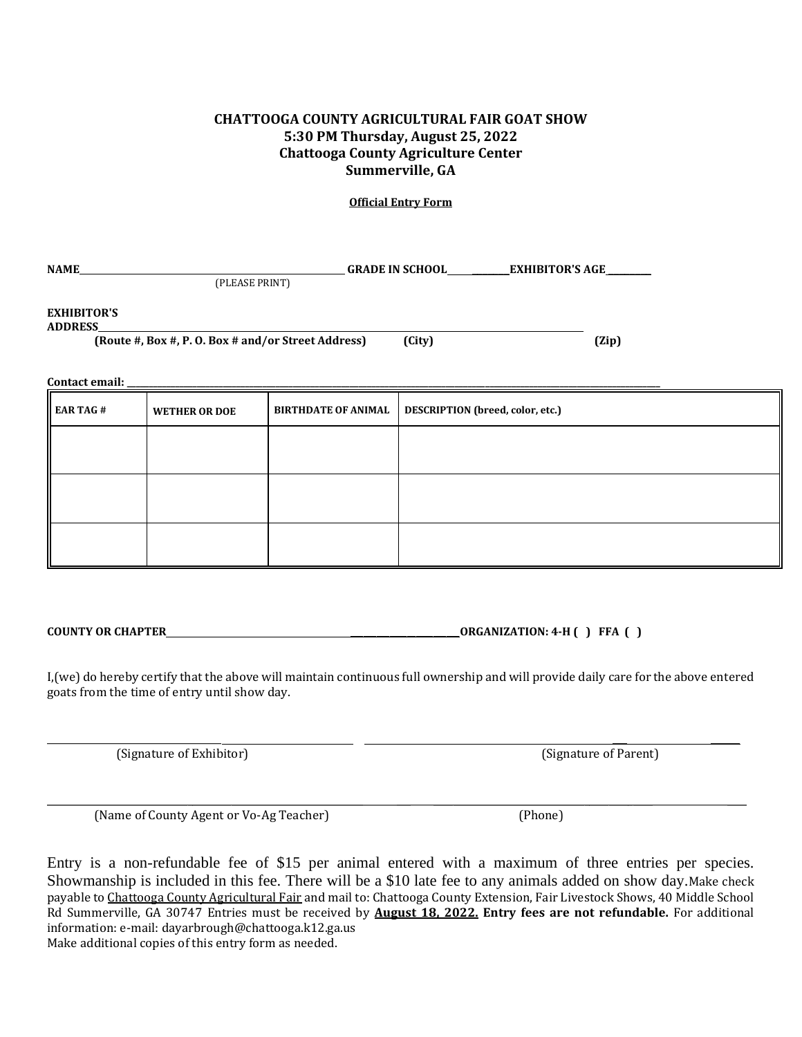**CHATTOOGA COUNTY AGRICULTURAL FAIR GOAT SHOW**
**5:30 PM Thursday, August 25, 2022**
**Chattooga County Agriculture Center**
**Summerville, GA**

**Official Entry Form**

**NAME**\_\_\_\_\_\_\_\_\_\_\_\_\_\_\_\_\_\_\_\_\_\_\_\_\_\_\_\_\_\_\_\_\_\_\_\_\_\_ **GRADE IN SCHOOL**\_\_\_\_\_\_\_\_\_\_\_\_**EXHIBITOR'S AGE**\_\_\_\_\_\_\_\_\_
(PLEASE PRINT)

**EXHIBITOR'S ADDRESS**\_\_\_\_\_\_\_\_\_\_\_\_\_\_\_\_\_\_\_\_\_\_\_\_\_\_\_\_\_\_\_\_\_\_\_\_\_\_\_\_\_\_\_\_\_\_\_\_\_\_\_\_\_\_\_\_\_\_\_\_\_\_\_\_\_\_\_\_\_\_
**(Route #, Box #, P. O. Box # and/or Street Address) (City) (Zip)**

**Contact email:** \_\_\_\_\_\_\_\_\_\_\_\_\_\_\_\_\_\_\_\_\_\_\_\_\_\_\_\_\_\_\_\_\_\_\_\_\_\_\_\_\_\_\_\_\_\_\_\_\_\_\_\_\_\_\_\_\_\_\_\_\_\_\_\_\_\_\_\_\_\_

| EAR TAG # | WETHER OR DOE | BIRTHDATE OF ANIMAL | DESCRIPTION (breed, color, etc.) |
|---|---|---|---|
| | | | |
| | | | |
| | | | |

**COUNTY OR CHAPTER**\_\_\_\_\_\_\_\_\_\_\_\_\_\_\_\_\_\_\_\_\_\_\_\_\_\_\_\_\_\_\_\_\_\_\_\_\_\_\_\_\_\_\_\_**ORGANIZATION: 4-H ( ) FFA ( )**

I,(we) do hereby certify that the above will maintain continuous full ownership and will provide daily care for the above entered goats from the time of entry until show day.

\_\_\_\_\_\_\_\_\_\_\_\_\_\_\_\_\_\_\_\_\_\_\_\_\_\_\_\_\_\_\_\_\_\_\_\_\_\_ \_\_\_\_\_\_\_\_\_\_\_\_\_\_\_\_\_\_\_\_\_\_\_\_\_\_\_\_\_\_\_\_\_\_\_\_\_\_
(Signature of Exhibitor) (Signature of Parent)

\_\_\_\_\_\_\_\_\_\_\_\_\_\_\_\_\_\_\_\_\_\_\_\_\_\_\_\_\_\_\_\_\_\_\_\_\_\_ \_\_\_\_\_\_\_\_\_\_\_\_\_\_\_\_\_\_\_\_\_\_\_\_\_\_\_\_\_\_\_\_\_\_\_\_\_\_
(Name of County Agent or Vo-Ag Teacher) (Phone)

Entry is a non-refundable fee of $15 per animal entered with a maximum of three entries per species. Showmanship is included in this fee. There will be a $10 late fee to any animals added on show day. Make check payable to Chattooga County Agricultural Fair and mail to: Chattooga County Extension, Fair Livestock Shows, 40 Middle School Rd Summerville, GA 30747 Entries must be received by **August 18, 2022. Entry fees are not refundable.** For additional information: e-mail: dayarbrough@chattooga.k12.ga.us
Make additional copies of this entry form as needed.